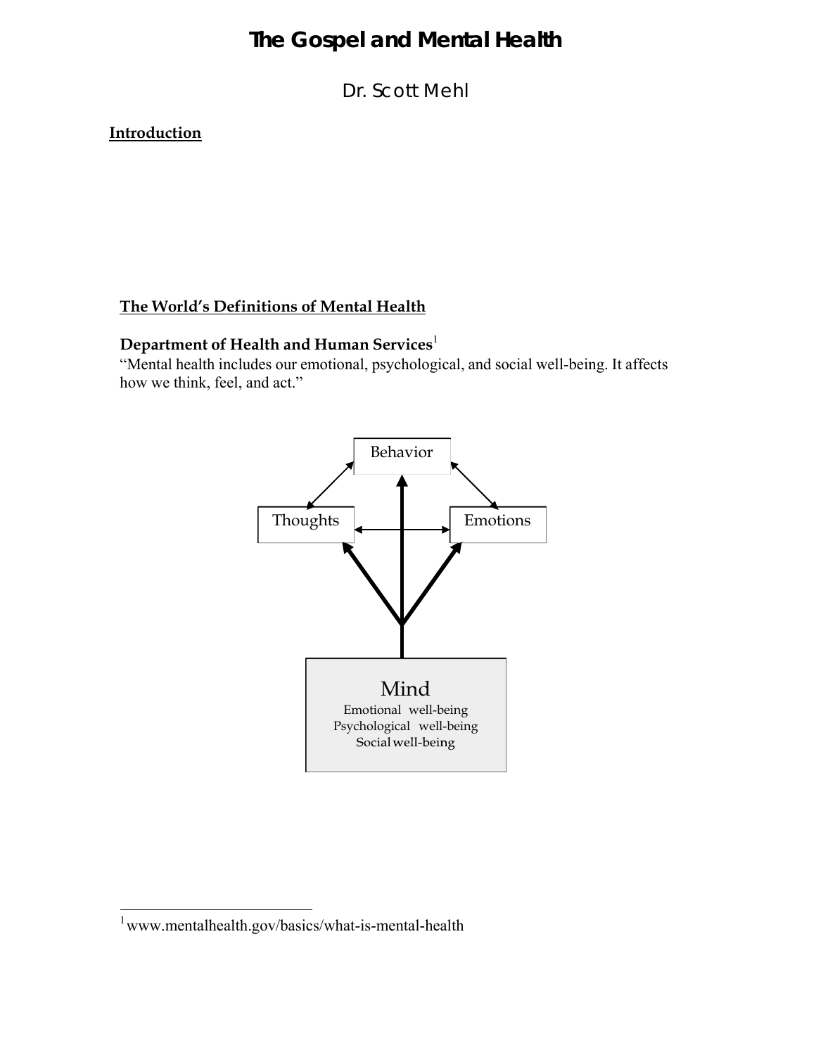# The Gospel and Mental Health

Dr. Scott Mehl

**Introduction**

## The World's Definitions of Mental Health

**Department of Health and Human Services**[1]

"Mental health includes our emotional, psychological, and social well-being. It affects how we think, feel, and act."

Behavior

Thoughts

Emotions

Mind

Emotional well-being

Psychological well-being

Social well-being

[1] www.mentalhealth.gov/basics/what-is-mental-health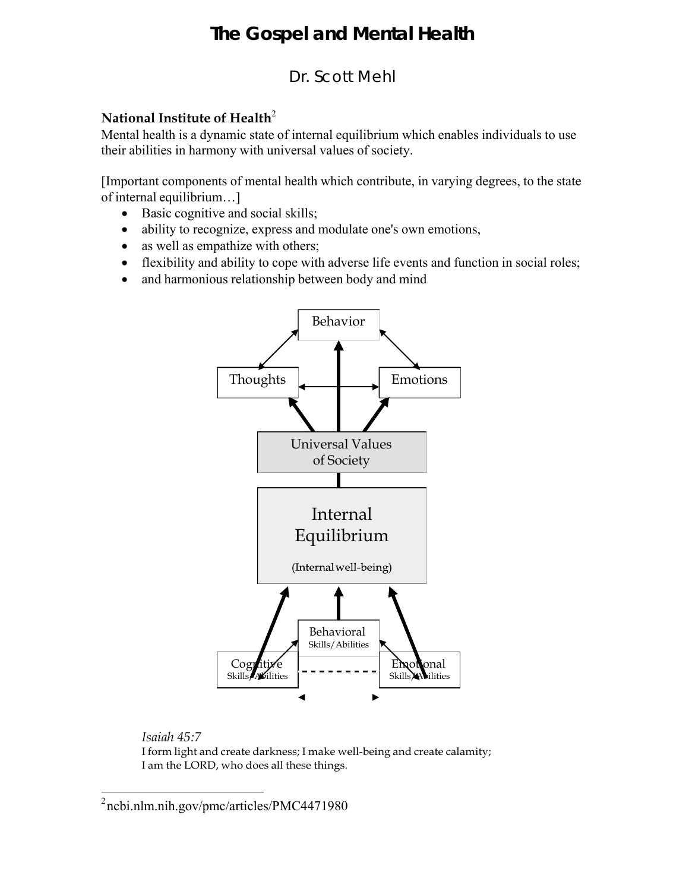**National Institute of Health**[2]
Mental health is a dynamic state of internal equilibrium which enables individuals to use their abilities in harmony with universal values of society.

[Important components of mental health which contribute, in varying degrees, to the state of internal equilibrium…]

- Basic cognitive and social skills;
- ability to recognize, express and modulate one's own emotions,
- as well as empathize with others;
- flexibility and ability to cope with adverse life events and function in social roles;
- and harmonious relationship between body and mind

Behavior

Thoughts — Emotions

Universal Values of Society

Internal Equilibrium

(Internal well-being)

Behavioral Skills/Abilities

Cognitive Skills/Abilities — Emotional Skills/Abilities

*Isaiah 45:7*
I form light and create darkness; I make well-being and create calamity;
I am the LORD, who does all these things.

---

[2] ncbi.nlm.nih.gov/pmc/articles/PMC4471980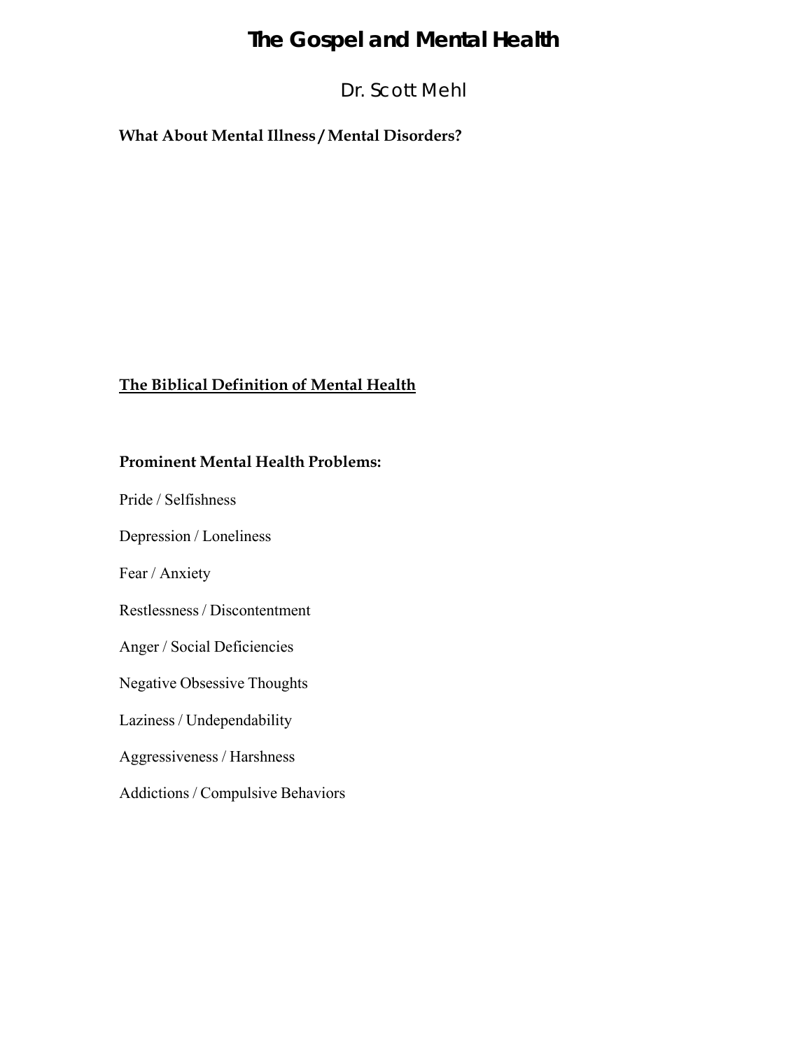# The Gospel and Mental Health

Dr. Scott Mehl

**What About Mental Illness / Mental Disorders?**

**The Biblical Definition of Mental Health**

**Prominent Mental Health Problems:**

Pride / Selfishness

Depression / Loneliness

Fear / Anxiety

Restlessness / Discontentment

Anger / Social Deficiencies

Negative Obsessive Thoughts

Laziness / Undependability

Aggressiveness / Harshness

Addictions / Compulsive Behaviors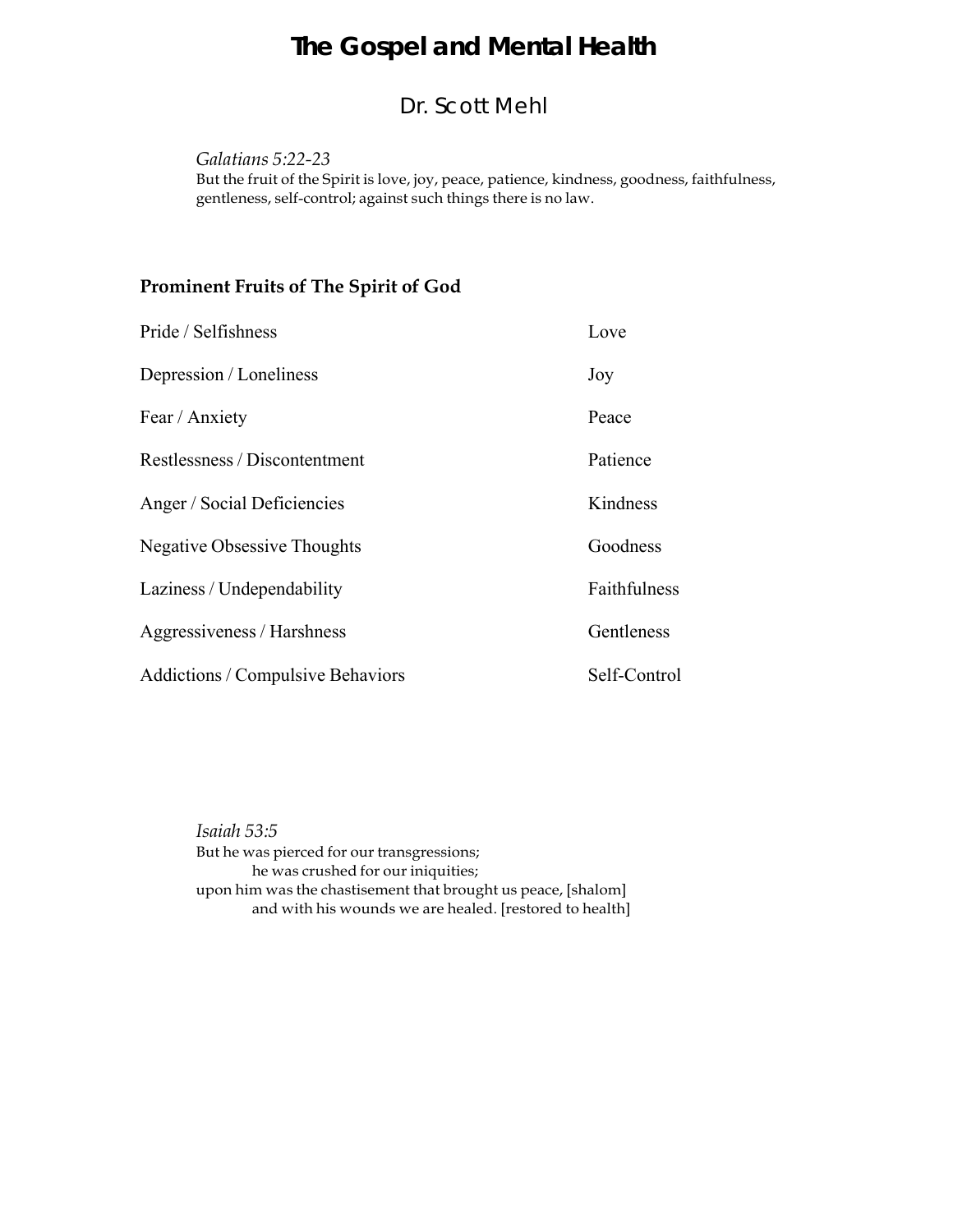# The Gospel and Mental Health

## Dr. Scott Mehl

*Galatians 5:22-23*
But the fruit of the Spirit is love, joy, peace, patience, kindness, goodness, faithfulness, gentleness, self-control; against such things there is no law.

**Prominent Fruits of The Spirit of God**

| | |
|---|---|
| Pride / Selfishness | Love |
| Depression / Loneliness | Joy |
| Fear / Anxiety | Peace |
| Restlessness / Discontentment | Patience |
| Anger / Social Deficiencies | Kindness |
| Negative Obsessive Thoughts | Goodness |
| Laziness / Undependability | Faithfulness |
| Aggressiveness / Harshness | Gentleness |
| Addictions / Compulsive Behaviors | Self-Control |

*Isaiah 53:5*
But he was pierced for our transgressions;
he was crushed for our iniquities;
upon him was the chastisement that brought us peace, [shalom]
and with his wounds we are healed. [restored to health]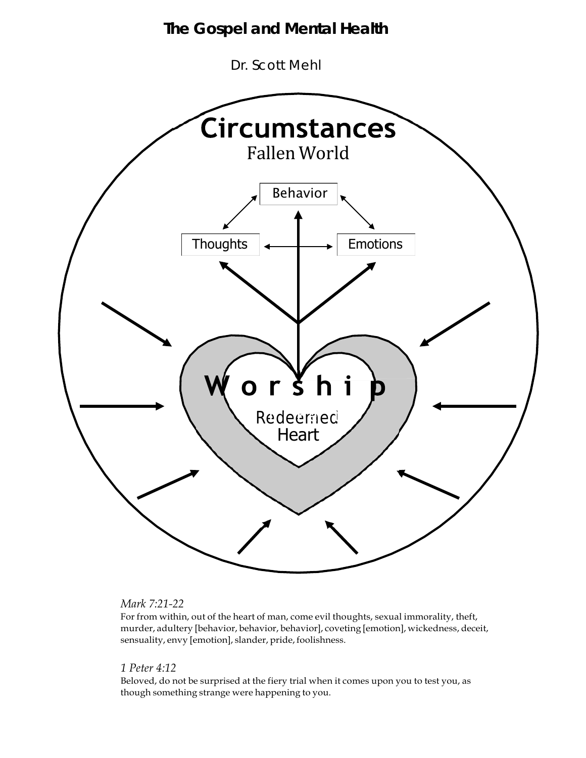# The Gospel and Mental Health

Dr. Scott Mehl

Circumstances

Fallen World

Behavior

Thoughts

Emotions

Worship

Redeemed Heart

*Mark 7:21-22*

For from within, out of the heart of man, come evil thoughts, sexual immorality, theft, murder, adultery [behavior, behavior, behavior], coveting [emotion], wickedness, deceit, sensuality, envy [emotion], slander, pride, foolishness.

*1 Peter 4:12*

Beloved, do not be surprised at the fiery trial when it comes upon you to test you, as though something strange were happening to you.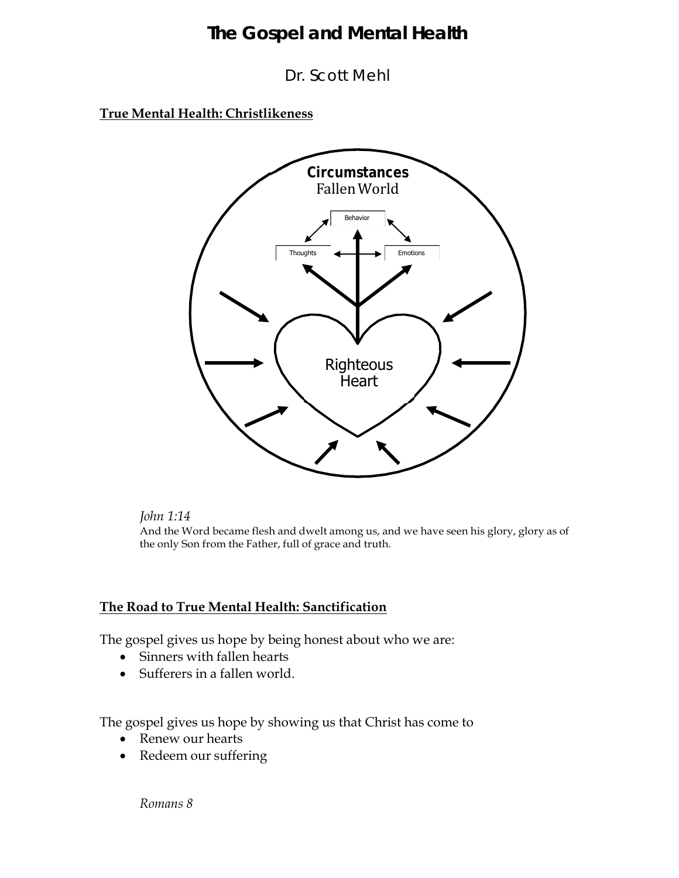# The Gospel and Mental Health

Dr. Scott Mehl

**True Mental Health: Christlikeness**

Circumstances
Fallen World

Behavior

Thoughts

Emotions

Righteous Heart

*John 1:14*
And the Word became flesh and dwelt among us, and we have seen his glory, glory as of the only Son from the Father, full of grace and truth.

**The Road to True Mental Health: Sanctification**

The gospel gives us hope by being honest about who we are:

- Sinners with fallen hearts
- Sufferers in a fallen world.

The gospel gives us hope by showing us that Christ has come to

- Renew our hearts
- Redeem our suffering

*Romans 8*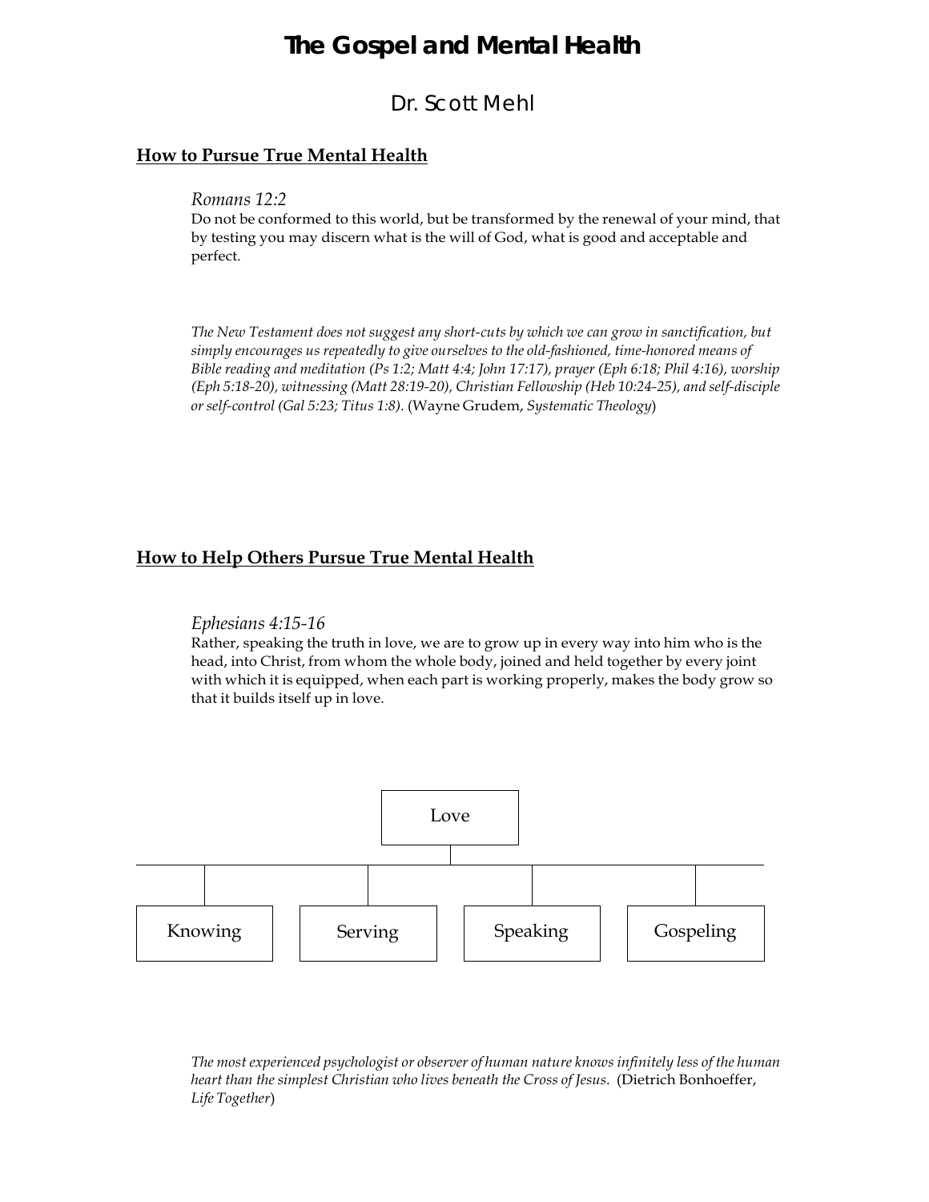# The Gospel and Mental Health

Dr. Scott Mehl

## How to Pursue True Mental Health

*Romans 12:2*
Do not be conformed to this world, but be transformed by the renewal of your mind, that by testing you may discern what is the will of God, what is good and acceptable and perfect.

*The New Testament does not suggest any short-cuts by which we can grow in sanctification, but simply encourages us repeatedly to give ourselves to the old-fashioned, time-honored means of Bible reading and meditation (Ps 1:2; Matt 4:4; John 17:17), prayer (Eph 6:18; Phil 4:16), worship (Eph 5:18-20), witnessing (Matt 28:19-20), Christian Fellowship (Heb 10:24-25), and self-disciple or self-control (Gal 5:23; Titus 1:8).* (Wayne Grudem, *Systematic Theology*)

## How to Help Others Pursue True Mental Health

*Ephesians 4:15-16*
Rather, speaking the truth in love, we are to grow up in every way into him who is the head, into Christ, from whom the whole body, joined and held together by every joint with which it is equipped, when each part is working properly, makes the body grow so that it builds itself up in love.

Love

Knowing

Serving

Speaking

Gospeling

*The most experienced psychologist or observer of human nature knows infinitely less of the human heart than the simplest Christian who lives beneath the Cross of Jesus.* (Dietrich Bonhoeffer, *Life Together*)